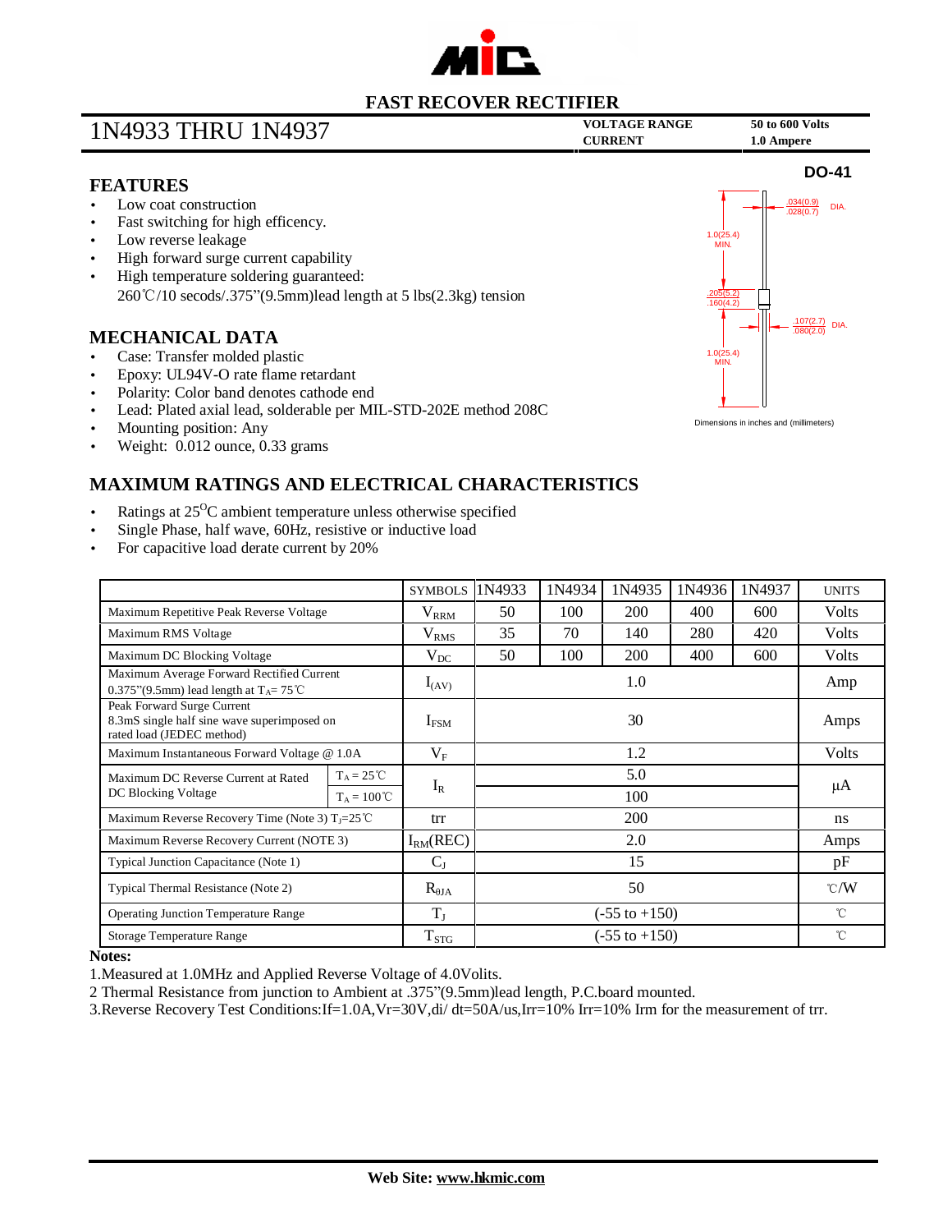# FAST RECOVER RECTIFIER

## 1N4933 THRU 1N4937

**VOLTAGE RANGE** **50 to 600 Volts**
**CURRENT** **1.0 Ampere**

**DO-41**

.034(0.9) / .028(0.7) DIA.
1.0(25.4) MIN.
.205(5.2) / .160(4.2)
.107(2.7) / .080(2.0) DIA.
1.0(25.4) MIN.

Dimensions in inches and (millimeters)

## FEATURES

- Low coat construction
- Fast switching for high efficency.
- Low reverse leakage
- High forward surge current capability
- High temperature soldering guaranteed:
  260℃/10 secods/.375"(9.5mm)lead length at 5 lbs(2.3kg) tension

## MECHANICAL DATA

- Case: Transfer molded plastic
- Epoxy: UL94V-O rate flame retardant
- Polarity: Color band denotes cathode end
- Lead: Plated axial lead, solderable per MIL-STD-202E method 208C
- Mounting position: Any
- Weight: 0.012 ounce, 0.33 grams

## MAXIMUM RATINGS AND ELECTRICAL CHARACTERISTICS

- Ratings at 25$^{O}$C ambient temperature unless otherwise specified
- Single Phase, half wave, 60Hz, resistive or inductive load
- For capacitive load derate current by 20%

| | | SYMBOLS | 1N4933 | 1N4934 | 1N4935 | 1N4936 | 1N4937 | UNITS |
|---|---|---|---|---|---|---|---|---|
| Maximum Repetitive Peak Reverse Voltage | | $V_{RRM}$ | 50 | 100 | 200 | 400 | 600 | Volts |
| Maximum RMS Voltage | | $V_{RMS}$ | 35 | 70 | 140 | 280 | 420 | Volts |
| Maximum DC Blocking Voltage | | $V_{DC}$ | 50 | 100 | 200 | 400 | 600 | Volts |
| Maximum Average Forward Rectified Current 0.375"(9.5mm) lead length at $T_A$= 75℃ | | $I_{(AV)}$ | 1.0 | | | | | Amp |
| Peak Forward Surge Current 8.3mS single half sine wave superimposed on rated load (JEDEC method) | | $I_{FSM}$ | 30 | | | | | Amps |
| Maximum Instantaneous Forward Voltage @ 1.0A | | $V_F$ | 1.2 | | | | | Volts |
| Maximum DC Reverse Current at Rated DC Blocking Voltage | $T_A$ = 25℃ | $I_R$ | 5.0 | | | | | μA |
| | $T_A$ = 100℃ | | 100 | | | | | |
| Maximum Reverse Recovery Time (Note 3) $T_J$=25℃ | | trr | 200 | | | | | ns |
| Maximum Reverse Recovery Current (NOTE 3) | | $I_{RM}$(REC) | 2.0 | | | | | Amps |
| Typical Junction Capacitance (Note 1) | | $C_J$ | 15 | | | | | pF |
| Typical Thermal Resistance (Note 2) | | $R_{\theta JA}$ | 50 | | | | | ℃/W |
| Operating Junction Temperature Range | | $T_J$ | (-55 to +150) | | | | | ℃ |
| Storage Temperature Range | | $T_{STG}$ | (-55 to +150) | | | | | ℃ |

**Notes:**

1.Measured at 1.0MHz and Applied Reverse Voltage of 4.0Volits.

2 Thermal Resistance from junction to Ambient at .375"(9.5mm)lead length, P.C.board mounted.

3.Reverse Recovery Test Conditions:If=1.0A,Vr=30V,di/ dt=50A/us,Irr=10% Irr=10% Irm for the measurement of trr.

**Web Site: www.hkmic.com**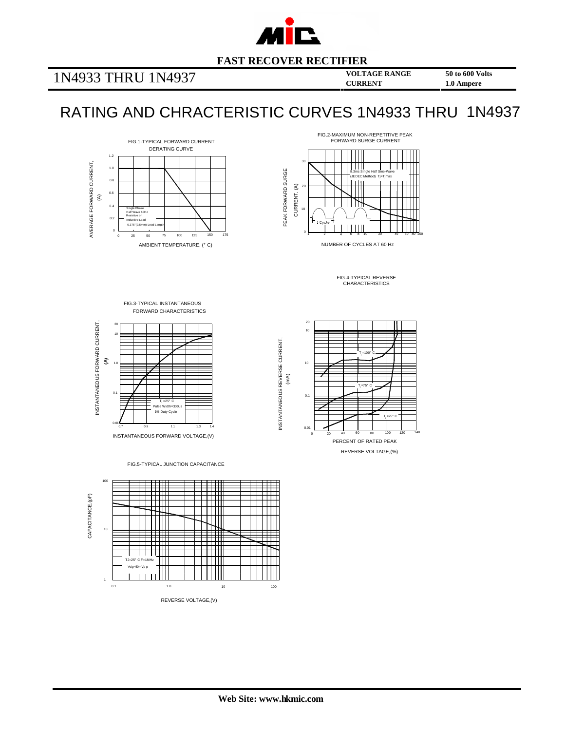**FAST RECOVER RECTIFIER**

1N4933 THRU 1N4937

**VOLTAGE RANGE** **50 to 600 Volts**
**CURRENT** **1.0 Ampere**

# RATING AND CHRACTERISTIC CURVES 1N4933 THRU 1N4937

FIG.1-TYPICAL FORWARD CURRENT DERATING CURVE

AVERAGE FORWARD CURRENT, (A)

1.2
1.0
0.8
0.6
0.4
0.2
0

Single Phase
Half Wave 60Hz
Resistive or
Inductive Load
0.375"(9.5mm) Lead Length

0 25 50 75 100 125 150 175

AMBIENT TEMPERATURE, (° C)

FIG.2-MAXIMUM NON-REPETITIVE PEAK FORWARD SURGE CURRENT

PEAK FORWARD SURGE CURRENT, (A)

30
20
10
0

8.3ms Single Half Sine-Wave
(JEDEC Method) Tj=Tjmax

1 Cycle

1 2 4 6 8 10 20 40 60 80 100

NUMBER OF CYCLES AT 60 Hz

FIG.3-TYPICAL INSTANTANEOUS FORWARD CHARACTERISTICS

INSTANTANEOUS FORWARD CURRENT, (A)

20
10
1.0
0.1
0.01

Tj =25° C
Pulse Width=300us
1% Duty Cycle

0.7 0.9 1.1 1.3 1.4

INSTANTANEOUS FORWARD VOLTAGE,(V)

FIG.4-TYPICAL REVERSE CHARACTERISTICS

INSTANTANEOUS REVERSE CURRENT, (mA)

20
10
10
0.1
0.01

Tj =100° C
Tj =75° C
Tj =25° C

0 20 40 60 80 100 120 140

PERCENT OF RATED PEAK REVERSE VOLTAGE,(%)

FIG.5-TYPICAL JUNCTION CAPACITANCE

CAPACITANCE,(pF)

100
10
1

TJ=25° C F=1MHz
Vsig=50mVp-p

0.1 1.0 10 100

REVERSE VOLTAGE,(V)

**Web Site: www.hkmic.com**